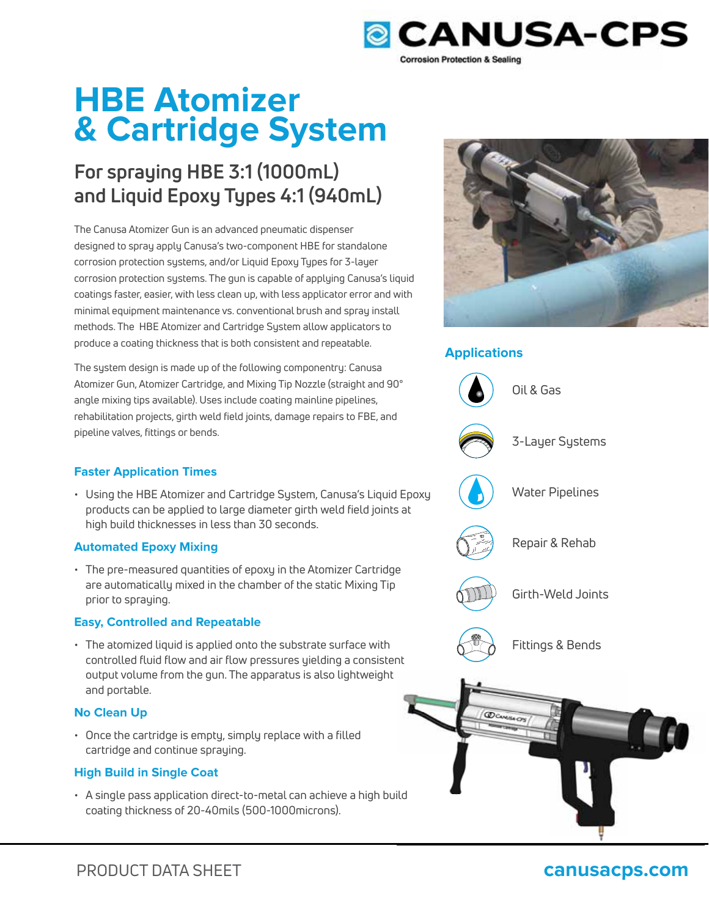# HBE Atomizer & Cartridge System

## For spraying HBE 3:1 (1000mL) and Liquid Epoxy Types 4:1 (940mL)

The Canusa Atomizer Gun is an advanced pneumatic dispenser designed to spray apply Canusa's two-component HBE for standalone corrosion protection systems, and/or Liquid Epoxy Types for 3-layer corrosion protection systems. The gun is capable of applying Canusa's liquid coatings faster, easier, with less clean up, with less applicator error and with minimal equipment maintenance vs. conventional brush and spray install methods. The HBE Atomizer and Cartridge System allow applicators to produce a coating thickness that is both consistent and repeatable.

The system design is made up of the following componentry: Canusa Atomizer Gun, Atomizer Cartridge, and Mixing Tip Nozzle (straight and 90° angle mixing tips available). Uses include coating mainline pipelines, rehabilitation projects, girth weld field joints, damage repairs to FBE, and pipeline valves, fittings or bends.

### Faster Application Times

- Using the HBE Atomizer and Cartridge System, Canusa's Liquid Epoxy products can be applied to large diameter girth weld field joints at high build thicknesses in less than 30 seconds.

### Automated Epoxy Mixing

- The pre-measured quantities of epoxy in the Atomizer Cartridge are automatically mixed in the chamber of the static Mixing Tip prior to spraying.

### Easy, Controlled and Repeatable

- The atomized liquid is applied onto the substrate surface with controlled fluid flow and air flow pressures yielding a consistent output volume from the gun. The apparatus is also lightweight and portable.

### No Clean Up

- Once the cartridge is empty, simply replace with a filled cartridge and continue spraying.

### High Build in Single Coat

- A single pass application direct-to-metal can achieve a high build coating thickness of 20-40mils (500-1000microns).

### Applications

- Oil & Gas
- 3-Layer Systems
- Water Pipelines
- Repair & Rehab
- Girth-Weld Joints
- Fittings & Bends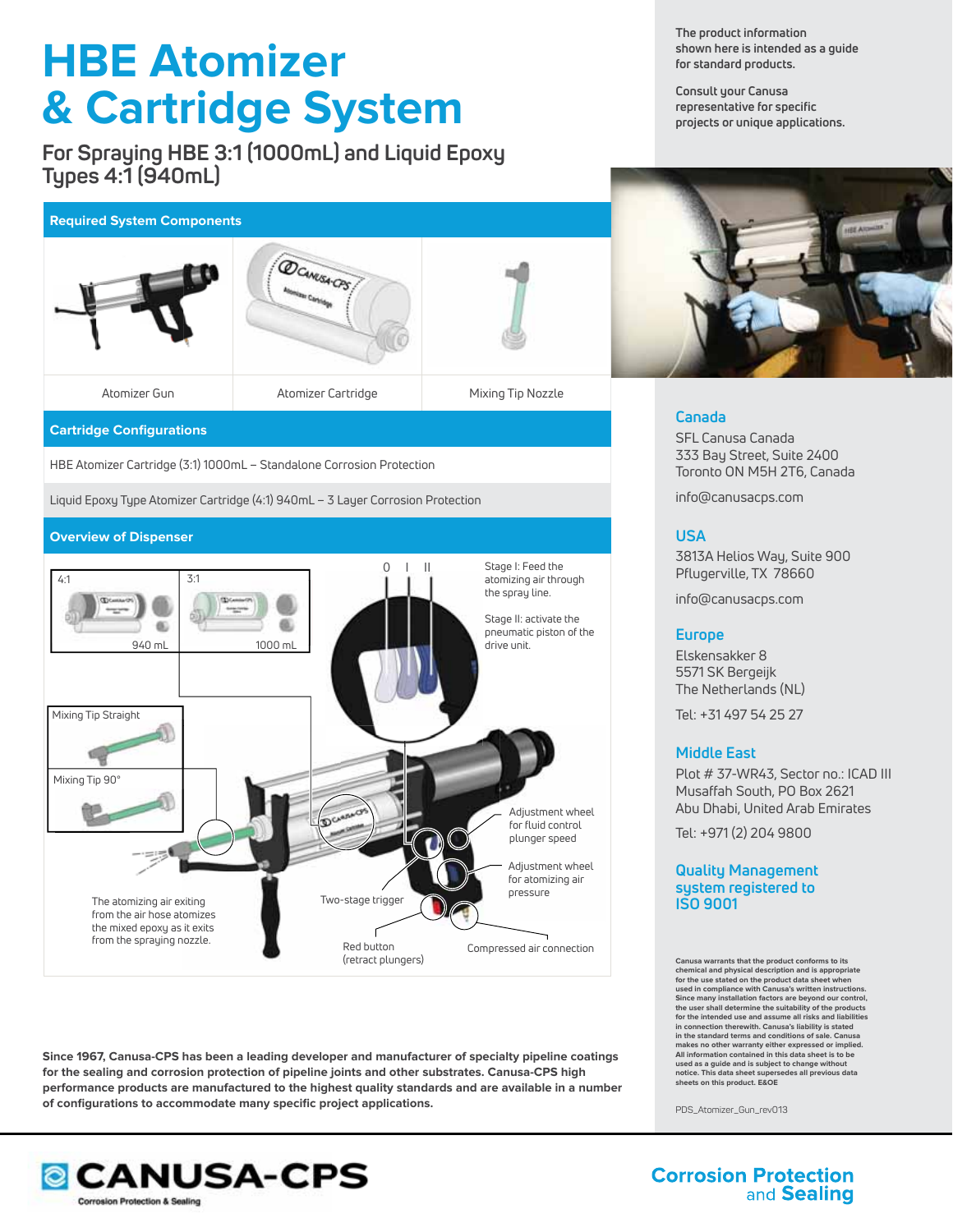# HBE Atomizer & Cartridge System

## For Spraying HBE 3:1 (1000mL) and Liquid Epoxy Types 4:1 (940mL)

### Required System Components

| Atomizer Gun | Atomizer Cartridge | Mixing Tip Nozzle |
|---|---|---|

### Cartridge Configurations

HBE Atomizer Cartridge (3:1) 1000mL – Standalone Corrosion Protection

Liquid Epoxy Type Atomizer Cartridge (4:1) 940mL – 3 Layer Corrosion Protection

### Overview of Dispenser

4:1
940 mL
3:1
1000 mL

Mixing Tip Straight

Mixing Tip 90°

0 I II

Stage I: Feed the atomizing air through the spray line.

Stage II: activate the pneumatic piston of the drive unit.

Adjustment wheel for fluid control plunger speed

Adjustment wheel for atomizing air pressure

The atomizing air exiting from the air hose atomizes the mixed epoxy as it exits from the spraying nozzle.

Two-stage trigger

Red button (retract plungers)

Compressed air connection

**Since 1967, Canusa-CPS has been a leading developer and manufacturer of specialty pipeline coatings for the sealing and corrosion protection of pipeline joints and other substrates. Canusa-CPS high performance products are manufactured to the highest quality standards and are available in a number of configurations to accommodate many specific project applications.**

The product information shown here is intended as a guide for standard products.

Consult your Canusa representative for specific projects or unique applications.

## Canada

SFL Canusa Canada
333 Bay Street, Suite 2400
Toronto ON M5H 2T6, Canada

info@canusacps.com

## USA

3813A Helios Way, Suite 900
Pflugerville, TX 78660

info@canusacps.com

## Europe

Elskensakker 8
5571 SK Bergeijk
The Netherlands (NL)

Tel: +31 497 54 25 27

## Middle East

Plot # 37-WR43, Sector no.: ICAD III
Musaffah South, PO Box 2621
Abu Dhabi, United Arab Emirates

Tel: +971 (2) 204 9800

## Quality Management system registered to ISO 9001

Canusa warrants that the product conforms to its chemical and physical description and is appropriate for the use stated on the product data sheet when used in compliance with Canusa's written instructions. Since many installation factors are beyond our control, the user shall determine the suitability of the products for the intended use and assume all risks and liabilities in connection therewith. Canusa's liability is stated in the standard terms and conditions of sale. Canusa makes no other warranty either expressed or implied. All information contained in this data sheet is to be used as a guide and is subject to change without notice. This data sheet supersedes all previous data sheets on this product. E&OE

PDS_Atomizer_Gun_rev013

CANUSA-CPS
Corrosion Protection & Sealing

Corrosion Protection and Sealing